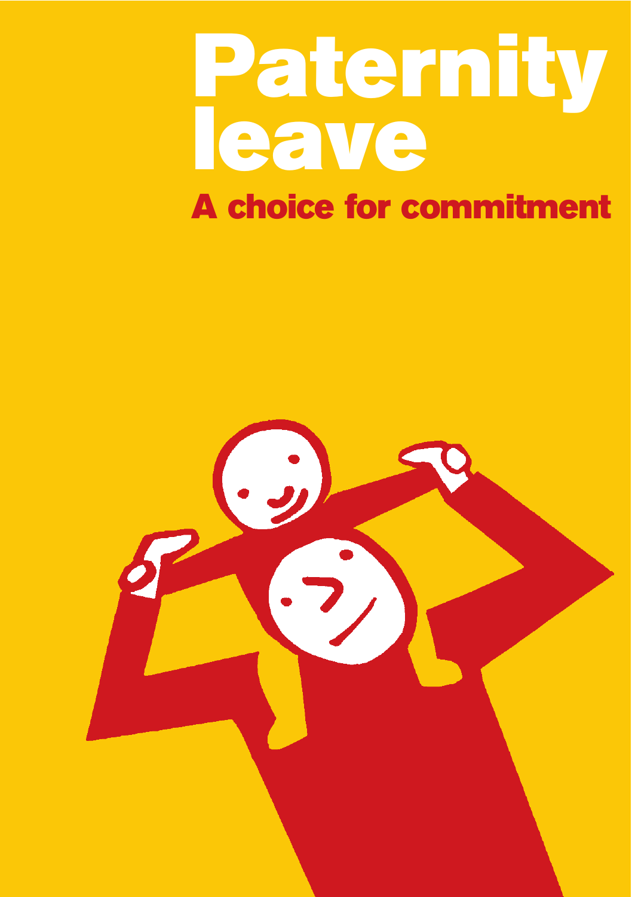# Paternity leave

## A choice for commitment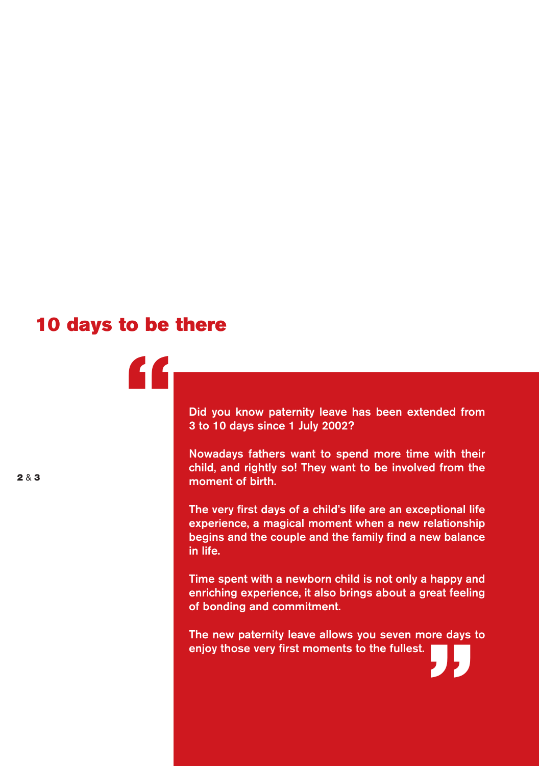# 10 days to be there

“Did you know paternity leave has been extended from 3 to 10 days since 1 July 2002?

Nowadays fathers want to spend more time with their child, and rightly so! They want to be involved from the moment of birth.

The very first days of a child's life are an exceptional life experience, a magical moment when a new relationship begins and the couple and the family find a new balance in life.

Time spent with a newborn child is not only a happy and enriching experience, it also brings about a great feeling of bonding and commitment.

The new paternity leave allows you seven more days to enjoy those very first moments to the fullest.”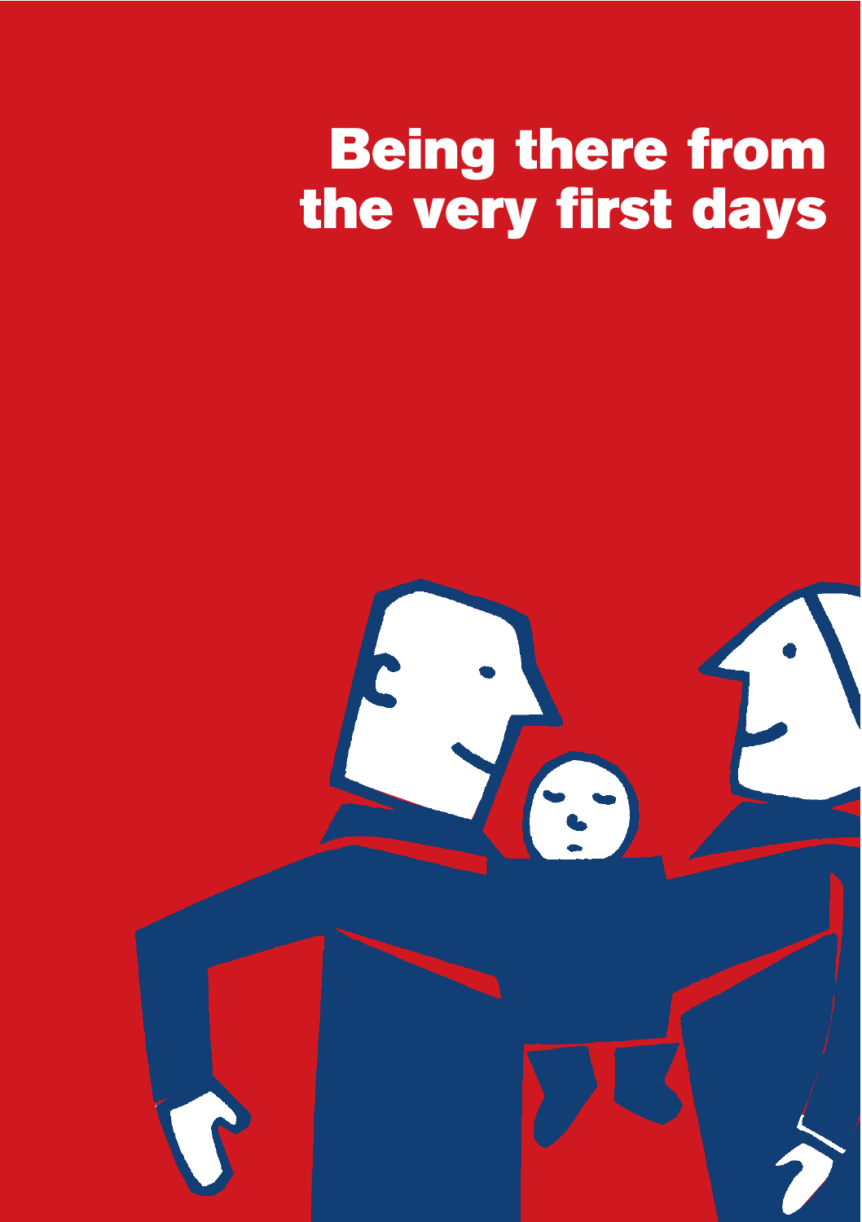# Being there from the very first days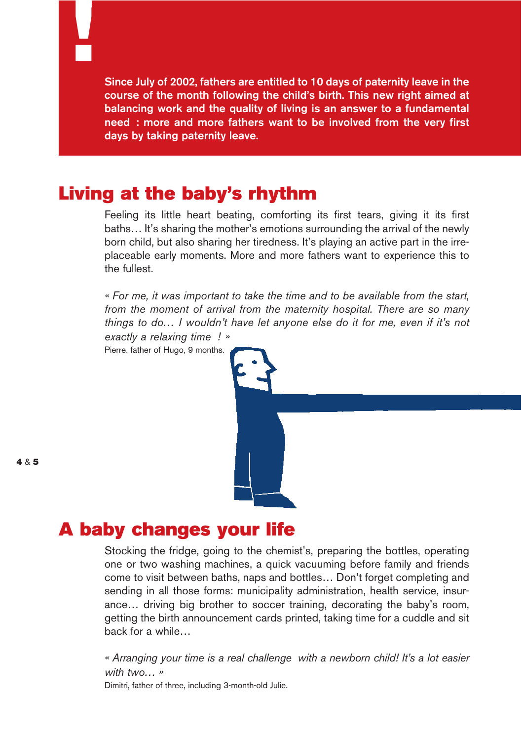**Since July of 2002, fathers are entitled to 10 days of paternity leave in the course of the month following the child's birth. This new right aimed at balancing work and the quality of living is an answer to a fundamental need : more and more fathers want to be involved from the very first days by taking paternity leave.**

## Living at the baby's rhythm

Feeling its little heart beating, comforting its first tears, giving it its first baths… It's sharing the mother's emotions surrounding the arrival of the newly born child, but also sharing her tiredness. It's playing an active part in the irreplaceable early moments. More and more fathers want to experience this to the fullest.

*« For me, it was important to take the time and to be available from the start, from the moment of arrival from the maternity hospital. There are so many things to do… I wouldn't have let anyone else do it for me, even if it's not exactly a relaxing time ! »*

Pierre, father of Hugo, 9 months.

## A baby changes your life

Stocking the fridge, going to the chemist's, preparing the bottles, operating one or two washing machines, a quick vacuuming before family and friends come to visit between baths, naps and bottles… Don't forget completing and sending in all those forms: municipality administration, health service, insurance… driving big brother to soccer training, decorating the baby's room, getting the birth announcement cards printed, taking time for a cuddle and sit back for a while…

*« Arranging your time is a real challenge with a newborn child! It's a lot easier with two… »*

Dimitri, father of three, including 3-month-old Julie.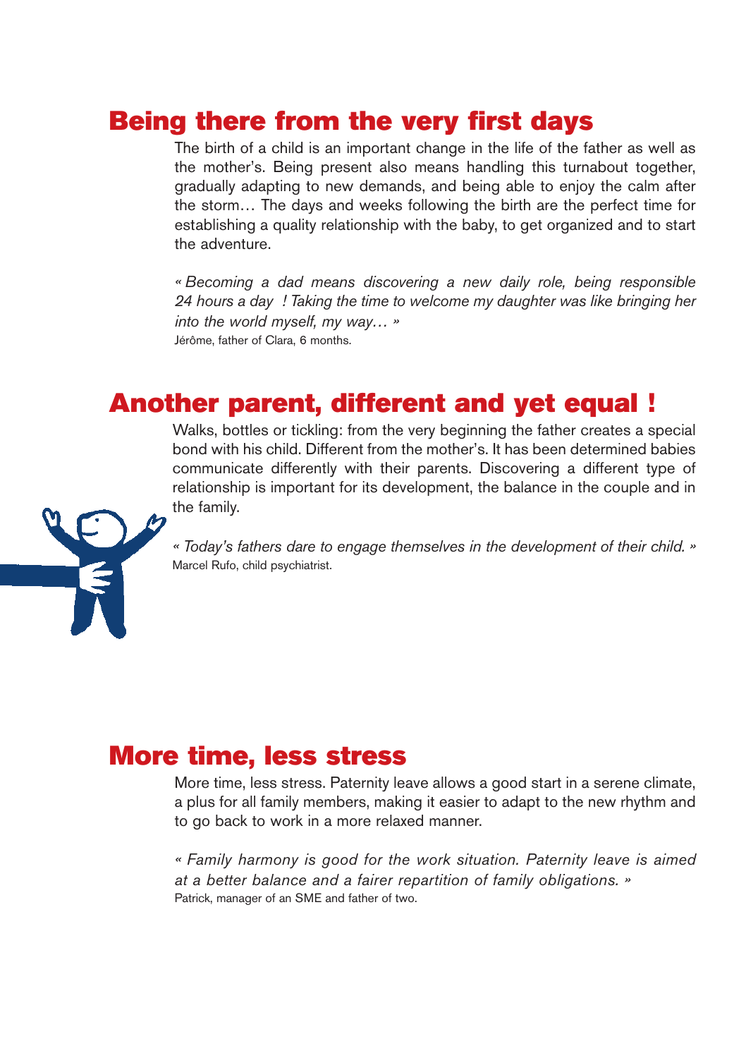## Being there from the very first days

The birth of a child is an important change in the life of the father as well as the mother's. Being present also means handling this turnabout together, gradually adapting to new demands, and being able to enjoy the calm after the storm… The days and weeks following the birth are the perfect time for establishing a quality relationship with the baby, to get organized and to start the adventure.

*« Becoming a dad means discovering a new daily role, being responsible 24 hours a day ! Taking the time to welcome my daughter was like bringing her into the world myself, my way… »*
Jérôme, father of Clara, 6 months.

## Another parent, different and yet equal !

Walks, bottles or tickling: from the very beginning the father creates a special bond with his child. Different from the mother's. It has been determined babies communicate differently with their parents. Discovering a different type of relationship is important for its development, the balance in the couple and in the family.

*« Today's fathers dare to engage themselves in the development of their child. »*
Marcel Rufo, child psychiatrist.

## More time, less stress

More time, less stress. Paternity leave allows a good start in a serene climate, a plus for all family members, making it easier to adapt to the new rhythm and to go back to work in a more relaxed manner.

*« Family harmony is good for the work situation. Paternity leave is aimed at a better balance and a fairer repartition of family obligations. »*
Patrick, manager of an SME and father of two.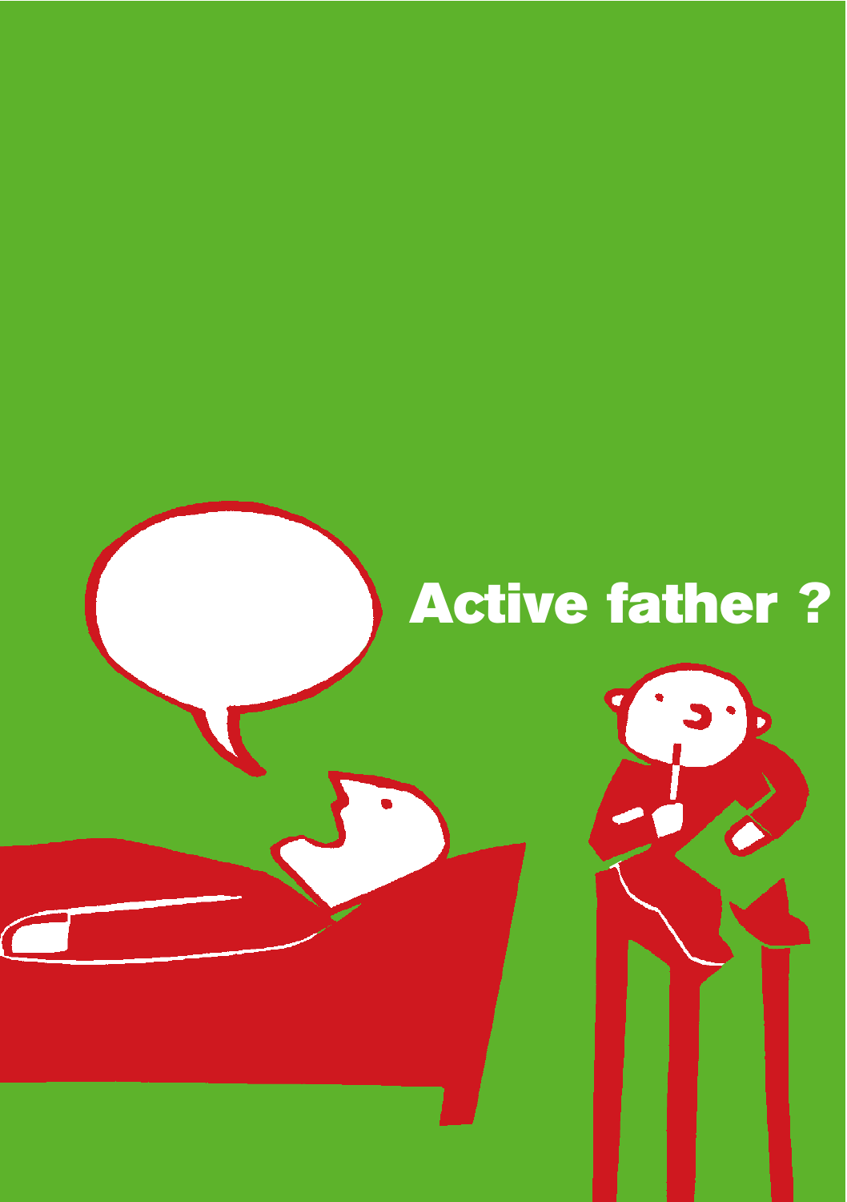Active father ?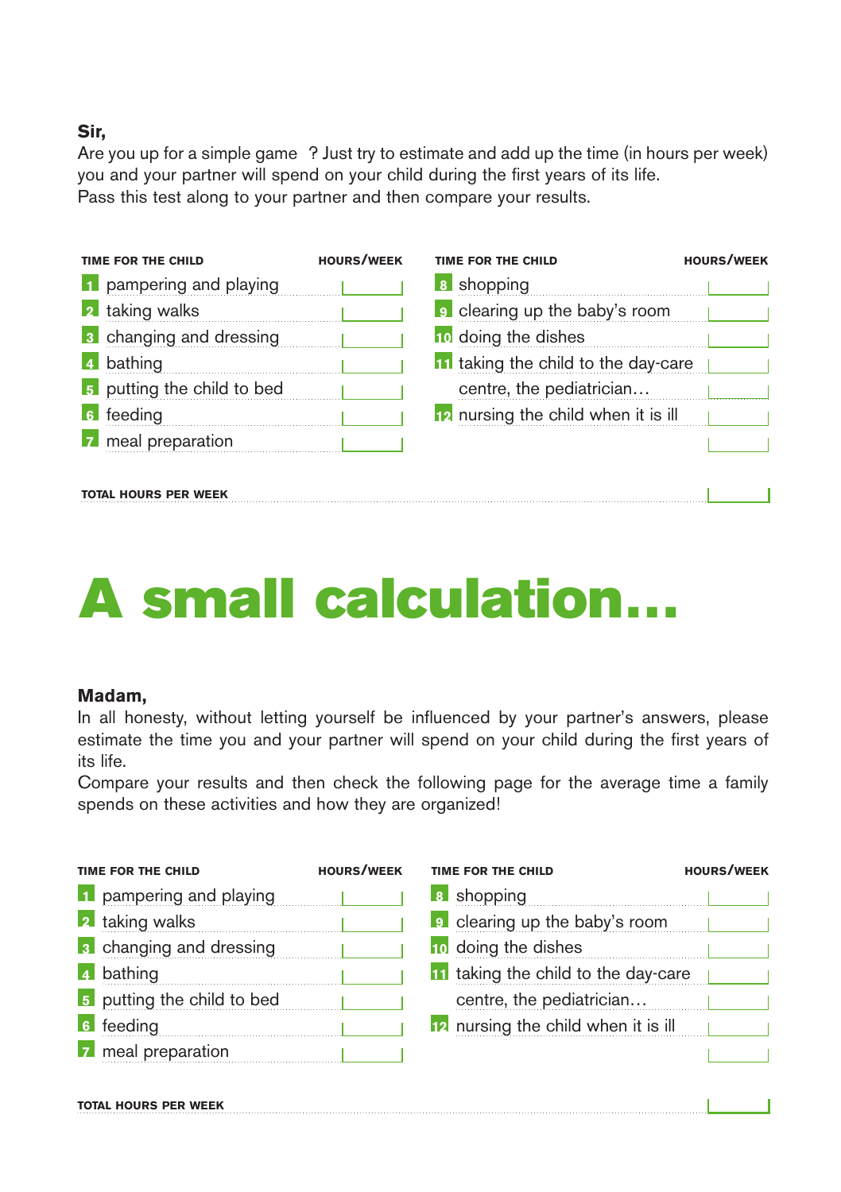**Sir,**
Are you up for a simple game ? Just try to estimate and add up the time (in hours per week) you and your partner will spend on your child during the first years of its life.
Pass this test along to your partner and then compare your results.

| TIME FOR THE CHILD | HOURS/WEEK |
|---|---|
| 1 pampering and playing | |
| 2 taking walks | |
| 3 changing and dressing | |
| 4 bathing | |
| 5 putting the child to bed | |
| 6 feeding | |
| 7 meal preparation | |
| 8 shopping | |
| 9 clearing up the baby's room | |
| 10 doing the dishes | |
| 11 taking the child to the day-care centre, the pediatrician… | |
| 12 nursing the child when it is ill | |
| **TOTAL HOURS PER WEEK** | |

# A small calculation…

**Madam,**
In all honesty, without letting yourself be influenced by your partner's answers, please estimate the time you and your partner will spend on your child during the first years of its life.
Compare your results and then check the following page for the average time a family spends on these activities and how they are organized!

| TIME FOR THE CHILD | HOURS/WEEK |
|---|---|
| 1 pampering and playing | |
| 2 taking walks | |
| 3 changing and dressing | |
| 4 bathing | |
| 5 putting the child to bed | |
| 6 feeding | |
| 7 meal preparation | |
| 8 shopping | |
| 9 clearing up the baby's room | |
| 10 doing the dishes | |
| 11 taking the child to the day-care centre, the pediatrician… | |
| 12 nursing the child when it is ill | |
| **TOTAL HOURS PER WEEK** | |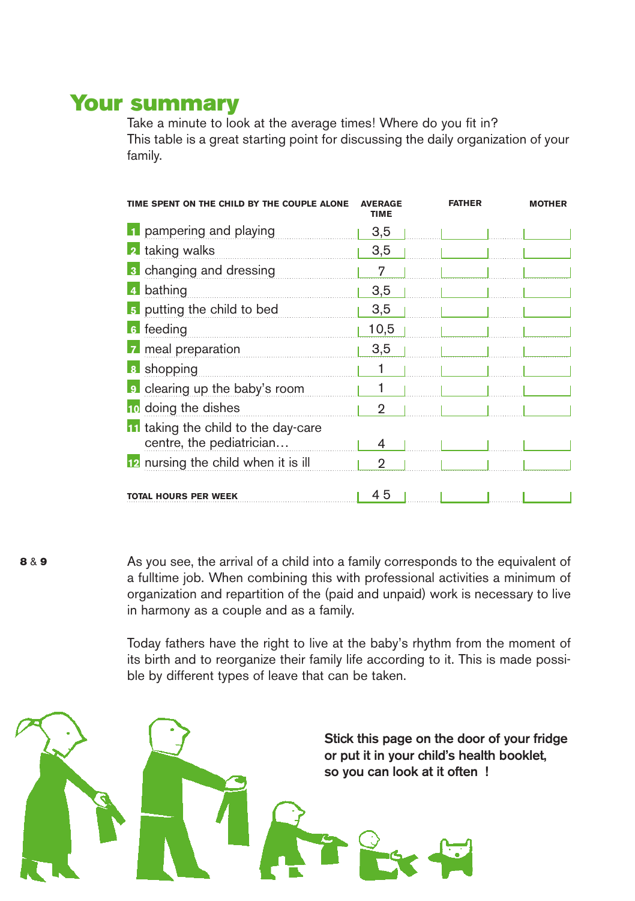## Your summary

Take a minute to look at the average times! Where do you fit in?
This table is a great starting point for discussing the daily organization of your family.

| TIME SPENT ON THE CHILD BY THE COUPLE ALONE | AVERAGE TIME | FATHER | MOTHER |
|---|---|---|---|
| 1 pampering and playing | 3,5 | | |
| 2 taking walks | 3,5 | | |
| 3 changing and dressing | 7 | | |
| 4 bathing | 3,5 | | |
| 5 putting the child to bed | 3,5 | | |
| 6 feeding | 10,5 | | |
| 7 meal preparation | 3,5 | | |
| 8 shopping | 1 | | |
| 9 clearing up the baby's room | 1 | | |
| 10 doing the dishes | 2 | | |
| 11 taking the child to the day-care centre, the pediatrician… | 4 | | |
| 12 nursing the child when it is ill | 2 | | |
| **TOTAL HOURS PER WEEK** | 45 | | |

As you see, the arrival of a child into a family corresponds to the equivalent of a fulltime job. When combining this with professional activities a minimum of organization and repartition of the (paid and unpaid) work is necessary to live in harmony as a couple and as a family.

Today fathers have the right to live at the baby's rhythm from the moment of its birth and to reorganize their family life according to it. This is made possible by different types of leave that can be taken.

**Stick this page on the door of your fridge or put it in your child's health booklet, so you can look at it often !**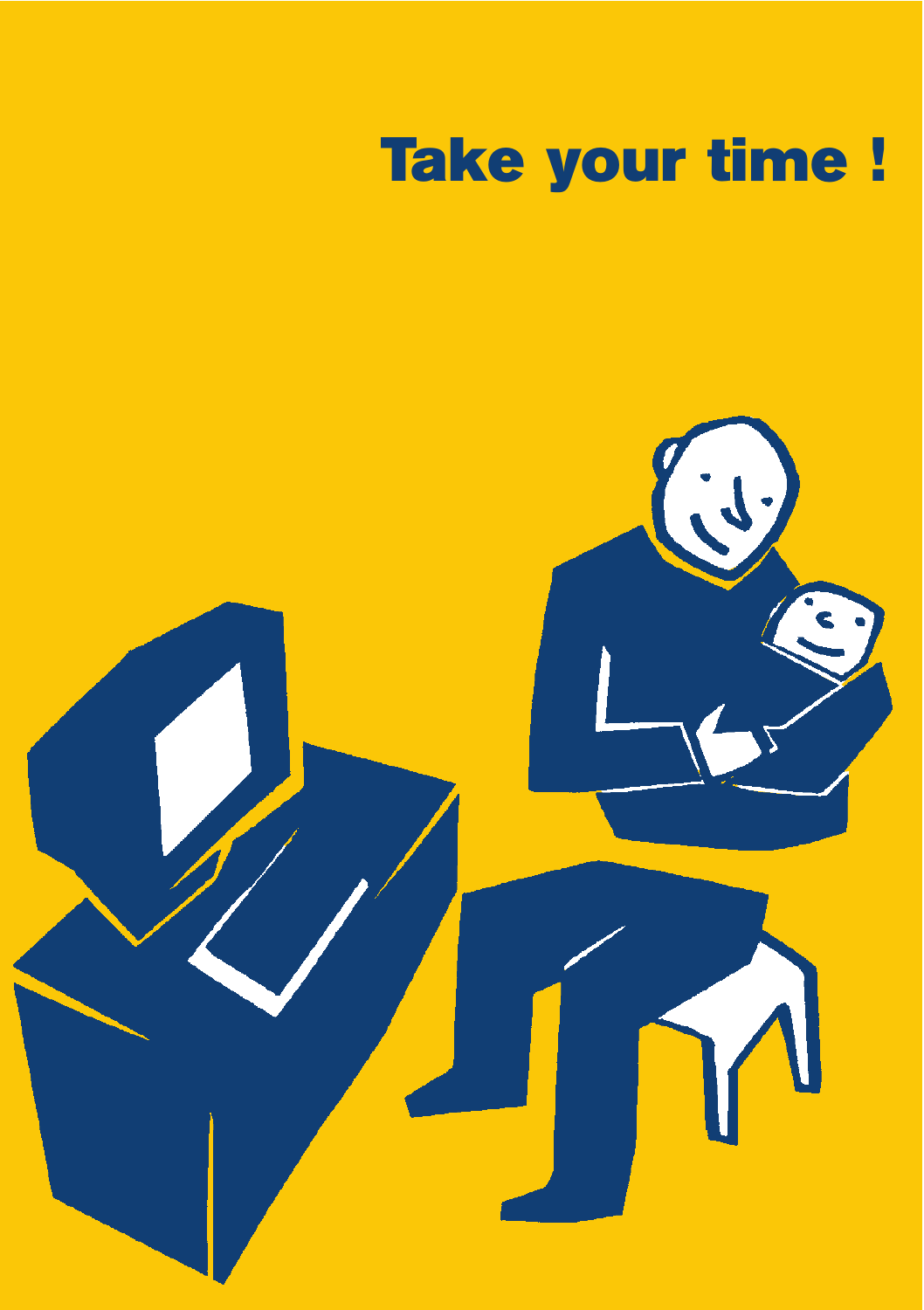# Take your time !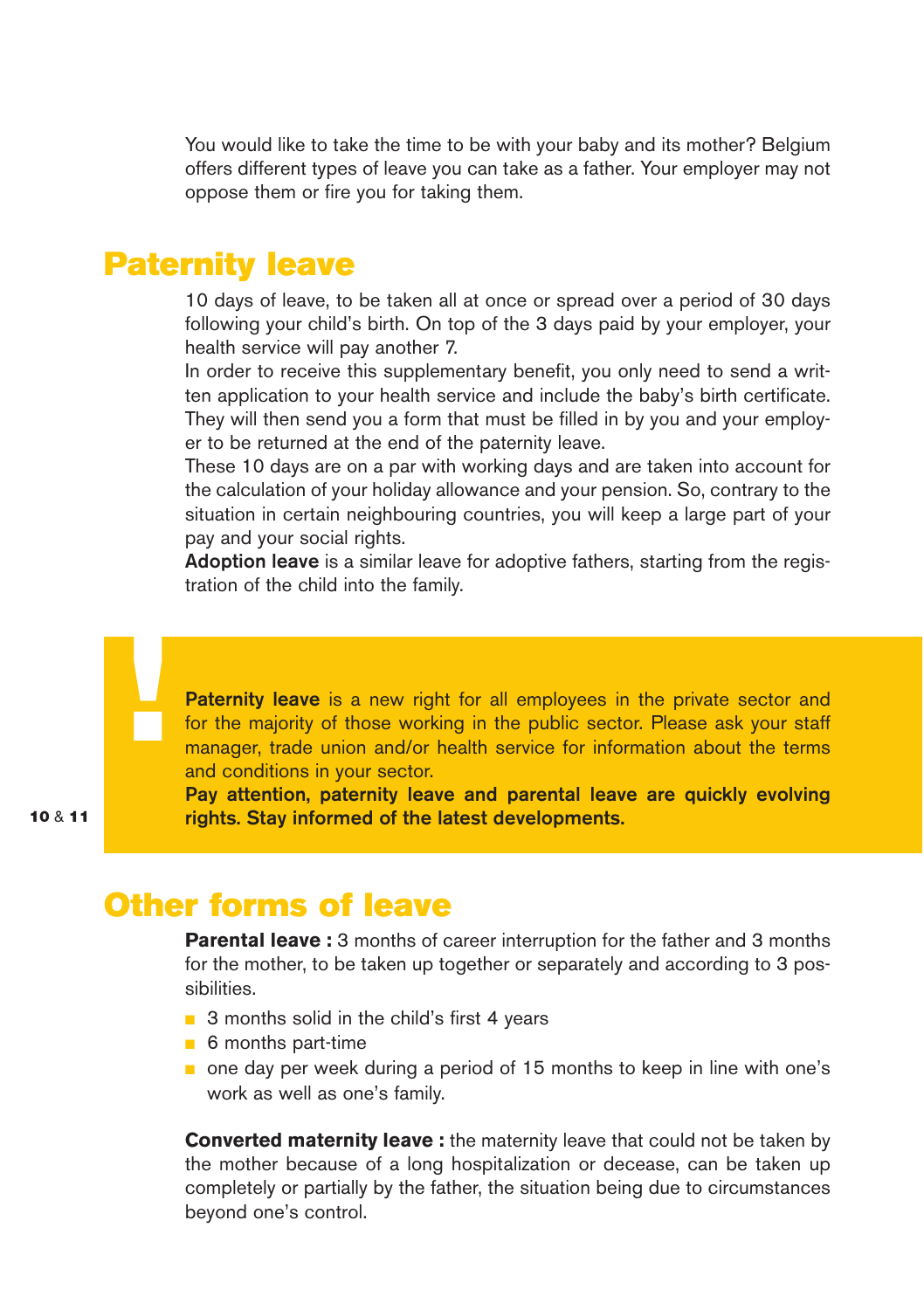You would like to take the time to be with your baby and its mother? Belgium offers different types of leave you can take as a father. Your employer may not oppose them or fire you for taking them.

## Paternity leave

10 days of leave, to be taken all at once or spread over a period of 30 days following your child's birth. On top of the 3 days paid by your employer, your health service will pay another 7.

In order to receive this supplementary benefit, you only need to send a written application to your health service and include the baby's birth certificate. They will then send you a form that must be filled in by you and your employer to be returned at the end of the paternity leave.

These 10 days are on a par with working days and are taken into account for the calculation of your holiday allowance and your pension. So, contrary to the situation in certain neighbouring countries, you will keep a large part of your pay and your social rights.

**Adoption leave** is a similar leave for adoptive fathers, starting from the registration of the child into the family.

> **!**
>
> **Paternity leave** is a new right for all employees in the private sector and for the majority of those working in the public sector. Please ask your staff manager, trade union and/or health service for information about the terms and conditions in your sector.
>
> **Pay attention, paternity leave and parental leave are quickly evolving rights. Stay informed of the latest developments.**

## Other forms of leave

**Parental leave :** 3 months of career interruption for the father and 3 months for the mother, to be taken up together or separately and according to 3 possibilities.

- 3 months solid in the child's first 4 years
- 6 months part-time
- one day per week during a period of 15 months to keep in line with one's work as well as one's family.

**Converted maternity leave :** the maternity leave that could not be taken by the mother because of a long hospitalization or decease, can be taken up completely or partially by the father, the situation being due to circumstances beyond one's control.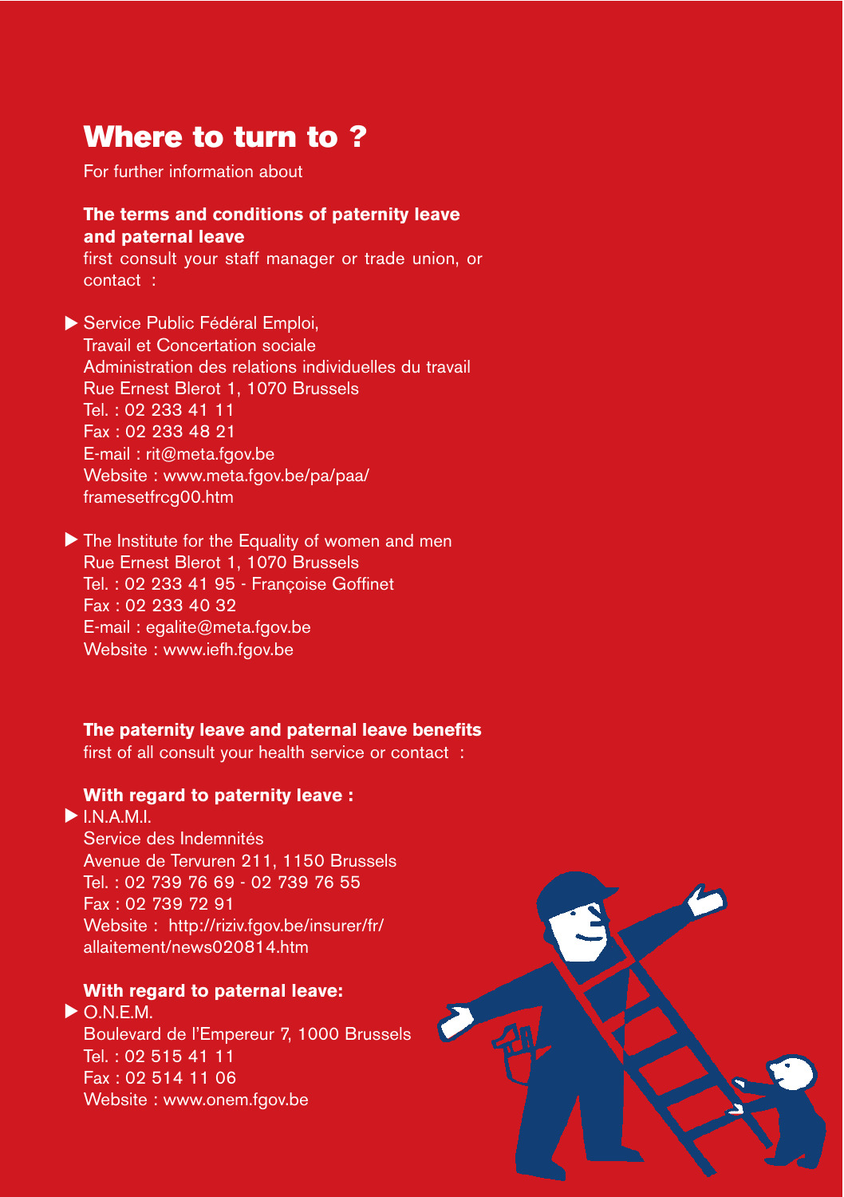## Where to turn to ?

For further information about

**The terms and conditions of paternity leave and paternal leave**
first consult your staff manager or trade union, or contact :

- Service Public Fédéral Emploi,
  Travail et Concertation sociale
  Administration des relations individuelles du travail
  Rue Ernest Blerot 1, 1070 Brussels
  Tel. : 02 233 41 11
  Fax : 02 233 48 21
  E-mail : rit@meta.fgov.be
  Website : www.meta.fgov.be/pa/paa/framesetfrcg00.htm

- The Institute for the Equality of women and men
  Rue Ernest Blerot 1, 1070 Brussels
  Tel. : 02 233 41 95 - Françoise Goffinet
  Fax : 02 233 40 32
  E-mail : egalite@meta.fgov.be
  Website : www.iefh.fgov.be

**The paternity leave and paternal leave benefits**
first of all consult your health service or contact :

**With regard to paternity leave :**

- I.N.A.M.I.
  Service des Indemnités
  Avenue de Tervuren 211, 1150 Brussels
  Tel. : 02 739 76 69 - 02 739 76 55
  Fax : 02 739 72 91
  Website : http://riziv.fgov.be/insurer/fr/allaitement/news020814.htm

**With regard to paternal leave:**

- O.N.E.M.
  Boulevard de l'Empereur 7, 1000 Brussels
  Tel. : 02 515 41 11
  Fax : 02 514 11 06
  Website : www.onem.fgov.be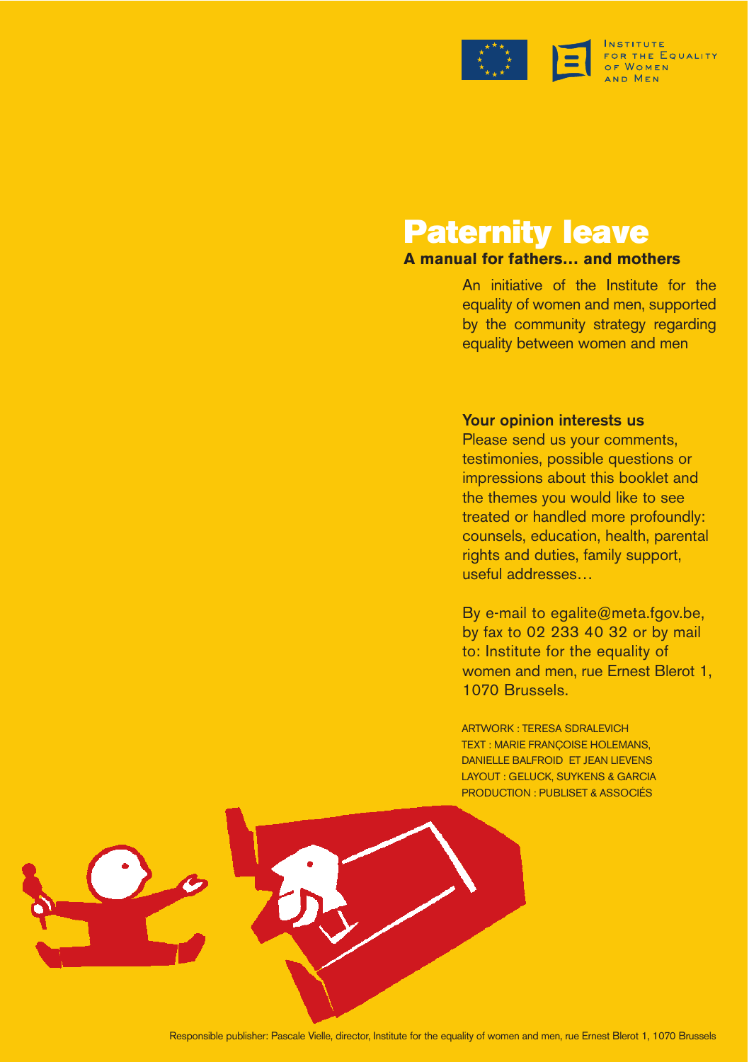INSTITUTE FOR THE EQUALITY OF WOMEN AND MEN

# Paternity leave

## A manual for fathers… and mothers

An initiative of the Institute for the equality of women and men, supported by the community strategy regarding equality between women and men

**Your opinion interests us**

Please send us your comments, testimonies, possible questions or impressions about this booklet and the themes you would like to see treated or handled more profoundly: counsels, education, health, parental rights and duties, family support, useful addresses…

By e-mail to egalite@meta.fgov.be, by fax to 02 233 40 32 or by mail to: Institute for the equality of women and men, rue Ernest Blerot 1, 1070 Brussels.

ARTWORK : TERESA SDRALEVICH
TEXT : MARIE FRANÇOISE HOLEMANS, DANIELLE BALFROID ET JEAN LIEVENS
LAYOUT : GELUCK, SUYKENS & GARCIA
PRODUCTION : PUBLISET & ASSOCIÉS

Responsible publisher: Pascale Vielle, director, Institute for the equality of women and men, rue Ernest Blerot 1, 1070 Brussels